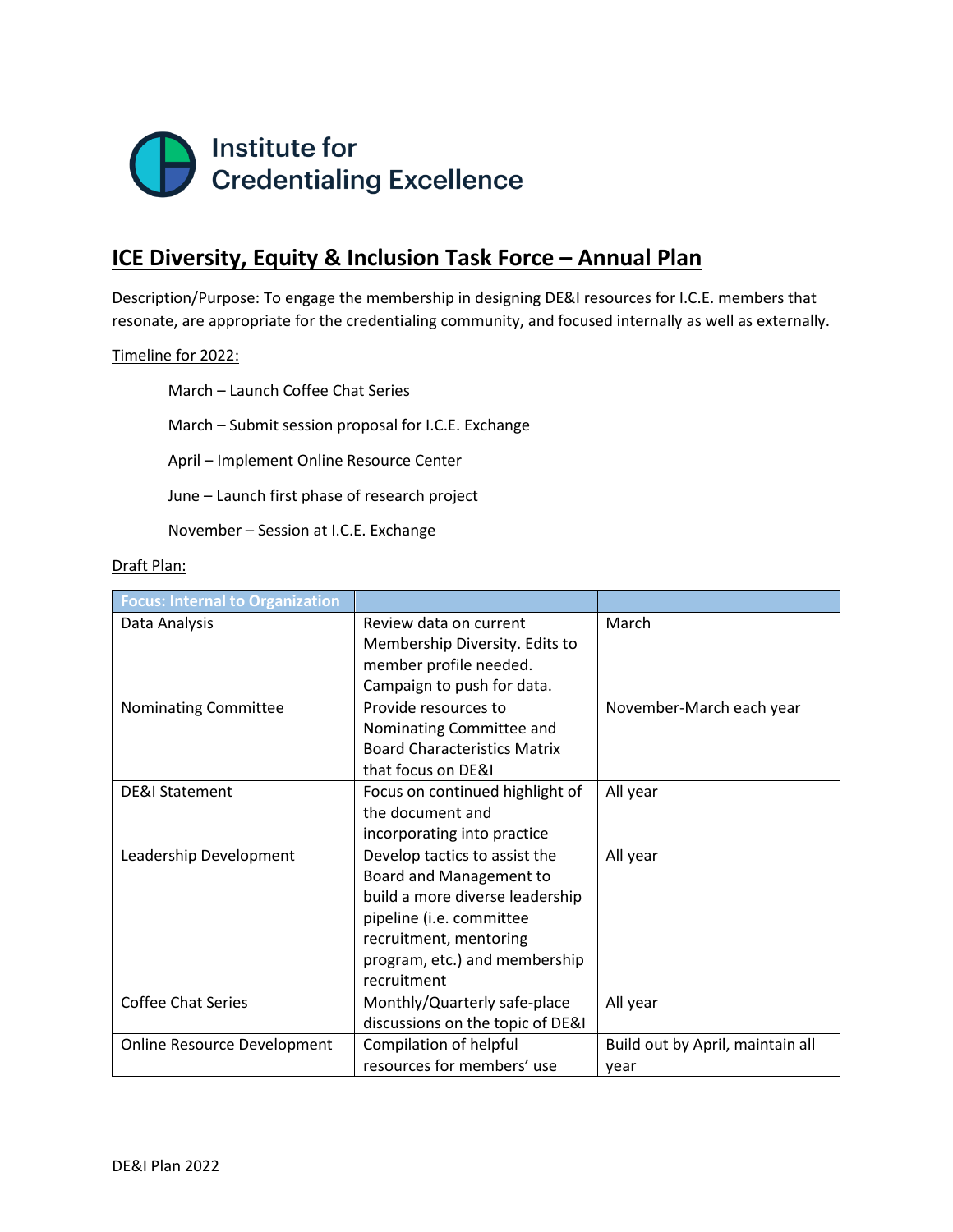Institute for Credentialing Excellence

# ICE Diversity, Equity & Inclusion Task Force – Annual Plan

Description/Purpose: To engage the membership in designing DE&I resources for I.C.E. members that resonate, are appropriate for the credentialing community, and focused internally as well as externally.

Timeline for 2022:

- March – Launch Coffee Chat Series
- March – Submit session proposal for I.C.E. Exchange
- April – Implement Online Resource Center
- June – Launch first phase of research project
- November – Session at I.C.E. Exchange

Draft Plan:

| Focus: Internal to Organization | | |
|---|---|---|
| Data Analysis | Review data on current Membership Diversity. Edits to member profile needed. Campaign to push for data. | March |
| Nominating Committee | Provide resources to Nominating Committee and Board Characteristics Matrix that focus on DE&I | November-March each year |
| DE&I Statement | Focus on continued highlight of the document and incorporating into practice | All year |
| Leadership Development | Develop tactics to assist the Board and Management to build a more diverse leadership pipeline (i.e. committee recruitment, mentoring program, etc.) and membership recruitment | All year |
| Coffee Chat Series | Monthly/Quarterly safe-place discussions on the topic of DE&I | All year |
| Online Resource Development | Compilation of helpful resources for members' use | Build out by April, maintain all year |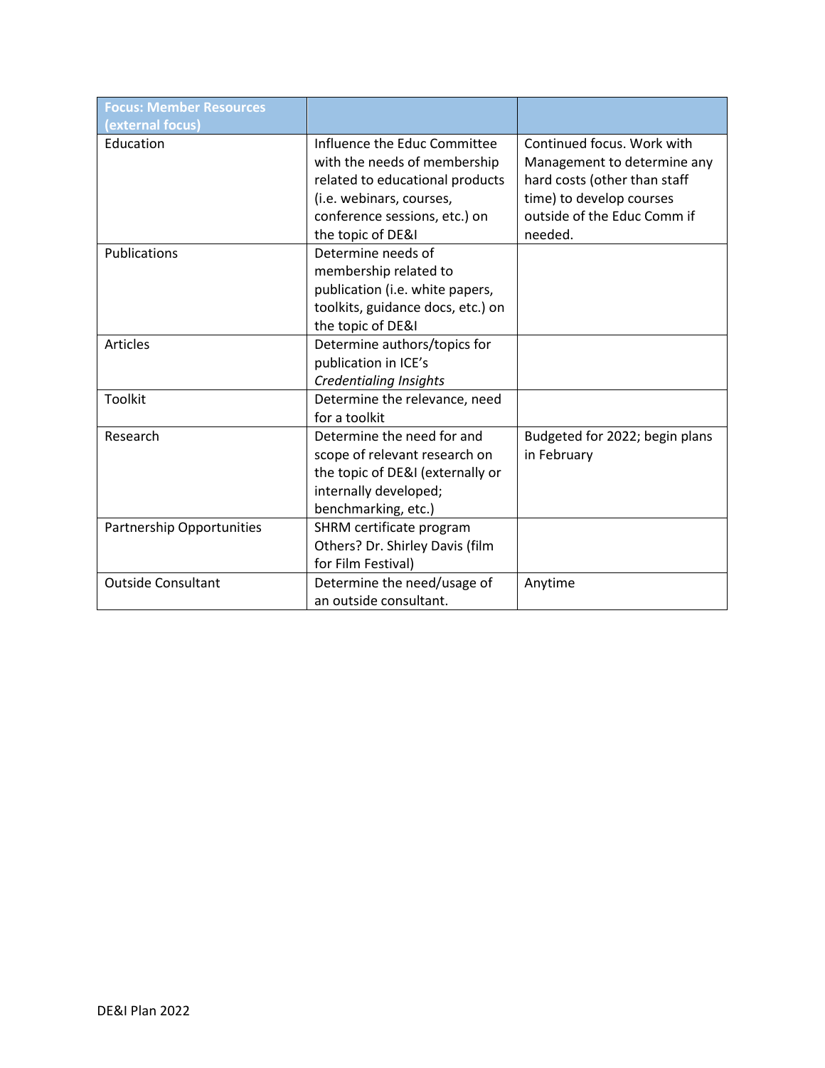| Focus: Member Resources (external focus) | | |
|---|---|---|
| Education | Influence the Educ Committee with the needs of membership related to educational products (i.e. webinars, courses, conference sessions, etc.) on the topic of DE&I | Continued focus. Work with Management to determine any hard costs (other than staff time) to develop courses outside of the Educ Comm if needed. |
| Publications | Determine needs of membership related to publication (i.e. white papers, toolkits, guidance docs, etc.) on the topic of DE&I | |
| Articles | Determine authors/topics for publication in ICE's *Credentialing Insights* | |
| Toolkit | Determine the relevance, need for a toolkit | |
| Research | Determine the need for and scope of relevant research on the topic of DE&I (externally or internally developed; benchmarking, etc.) | Budgeted for 2022; begin plans in February |
| Partnership Opportunities | SHRM certificate program<br>Others? Dr. Shirley Davis (film for Film Festival) | |
| Outside Consultant | Determine the need/usage of an outside consultant. | Anytime |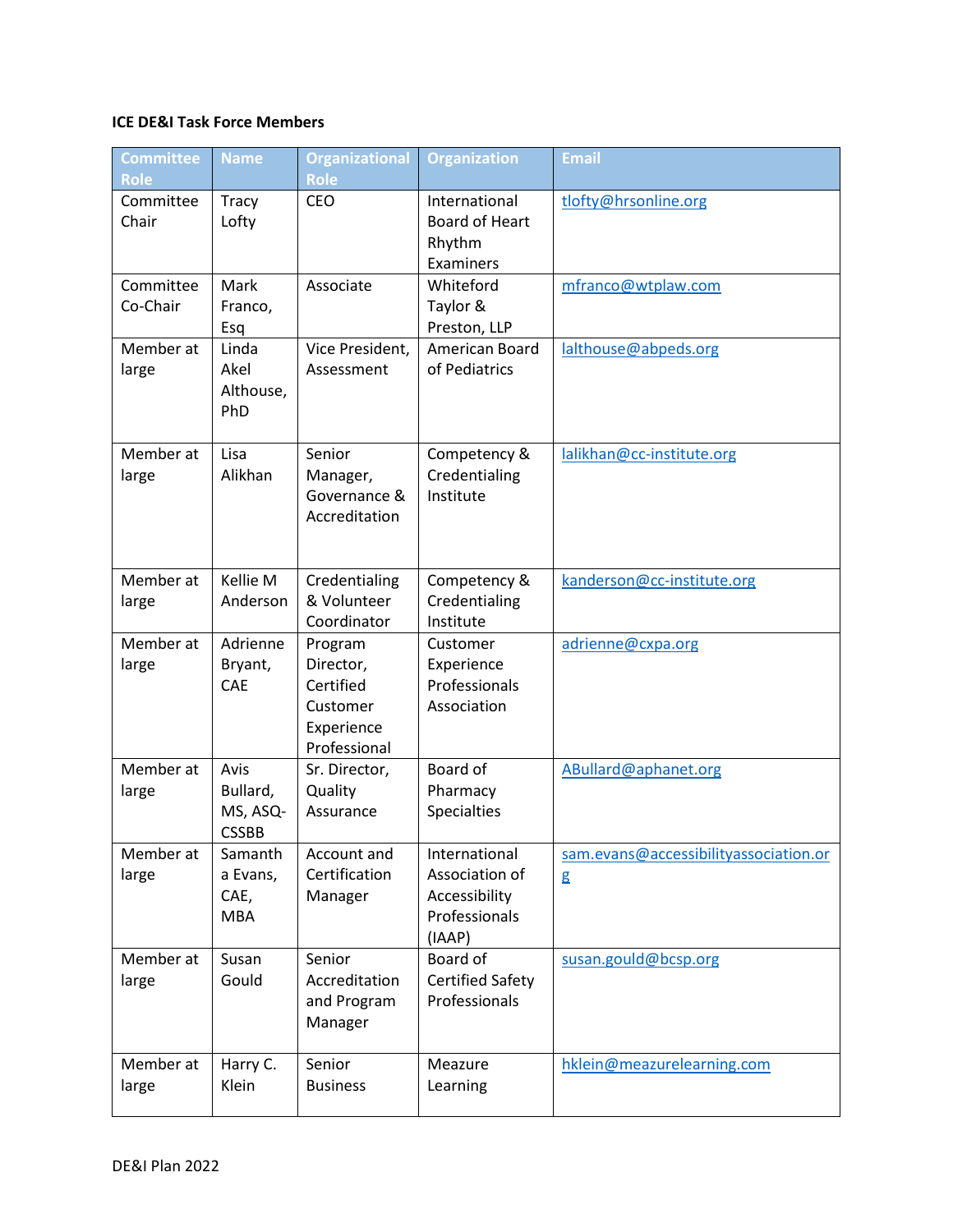**ICE DE&I Task Force Members**

| Committee Role | Name | Organizational Role | Organization | Email |
|---|---|---|---|---|
| Committee Chair | Tracy Lofty | CEO | International Board of Heart Rhythm Examiners | tlofty@hrsonline.org |
| Committee Co-Chair | Mark Franco, Esq | Associate | Whiteford Taylor & Preston, LLP | mfranco@wtplaw.com |
| Member at large | Linda Akel Althouse, PhD | Vice President, Assessment | American Board of Pediatrics | lalthouse@abpeds.org |
| Member at large | Lisa Alikhan | Senior Manager, Governance & Accreditation | Competency & Credentialing Institute | lalikhan@cc-institute.org |
| Member at large | Kellie M Anderson | Credentialing & Volunteer Coordinator | Competency & Credentialing Institute | kanderson@cc-institute.org |
| Member at large | Adrienne Bryant, CAE | Program Director, Certified Customer Experience Professional | Customer Experience Professionals Association | adrienne@cxpa.org |
| Member at large | Avis Bullard, MS, ASQ-CSSBB | Sr. Director, Quality Assurance | Board of Pharmacy Specialties | ABullard@aphanet.org |
| Member at large | Samantha Evans, CAE, MBA | Account and Certification Manager | International Association of Accessibility Professionals (IAAP) | sam.evans@accessibilityassociation.org |
| Member at large | Susan Gould | Senior Accreditation and Program Manager | Board of Certified Safety Professionals | susan.gould@bcsp.org |
| Member at large | Harry C. Klein | Senior Business | Meazure Learning | hklein@meazurelearning.com |

DE&I Plan 2022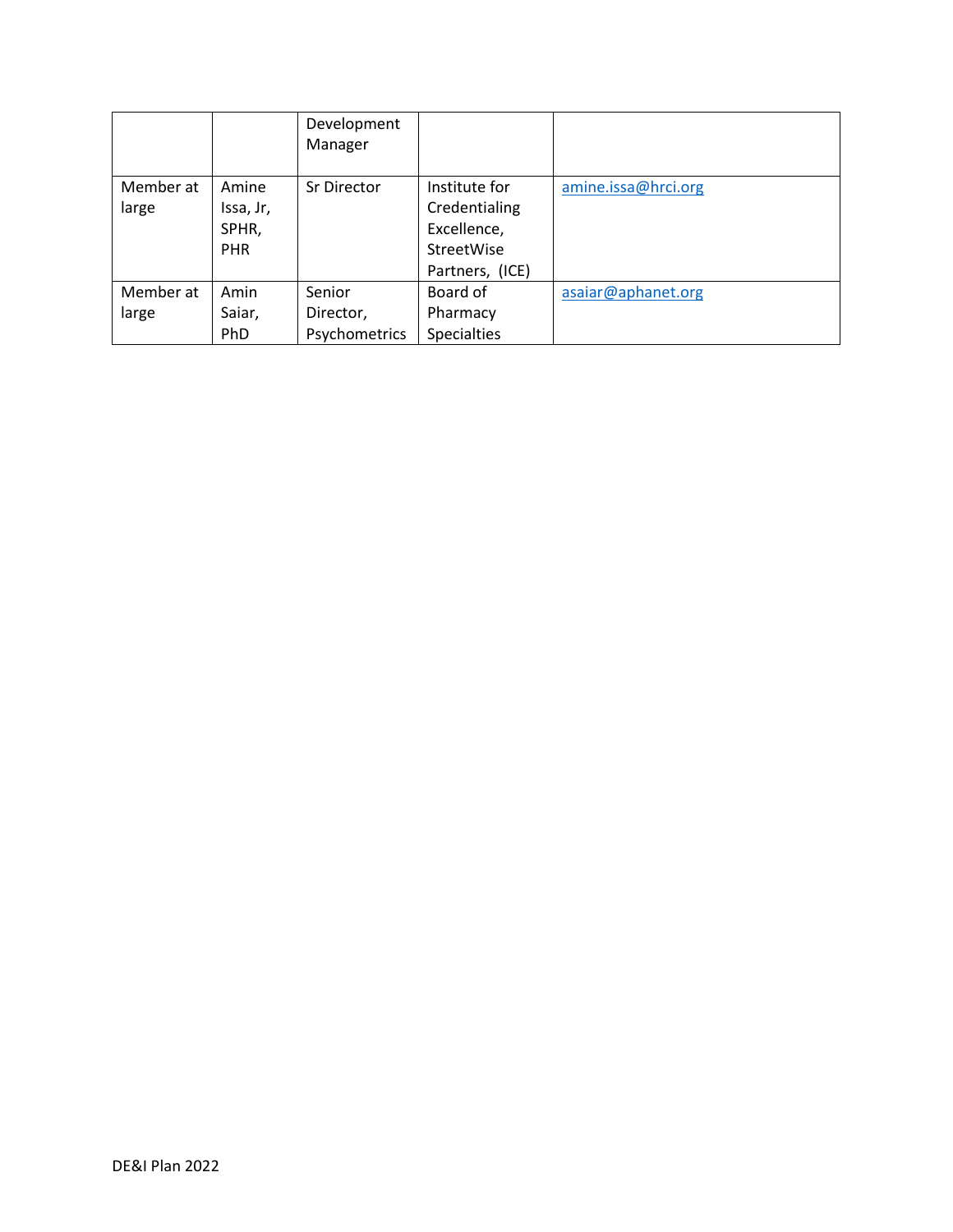| | | | | |
|---|---|---|---|---|
| | | Development Manager | | |
| Member at large | Amine Issa, Jr, SPHR, PHR | Sr Director | Institute for Credentialing Excellence, StreetWise Partners, (ICE) | amine.issa@hrci.org |
| Member at large | Amin Saiar, PhD | Senior Director, Psychometrics | Board of Pharmacy Specialties | asaiar@aphanet.org |